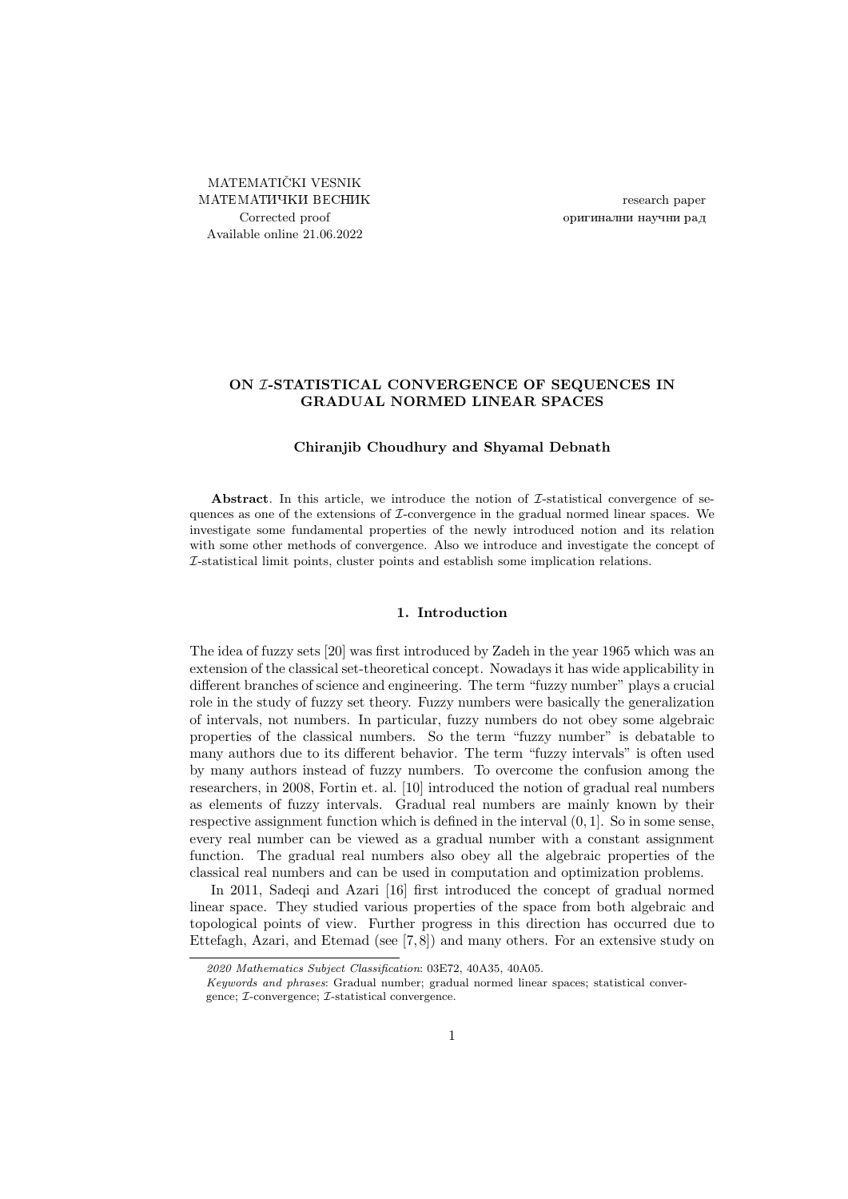MATEMATIČKI VESNIK
МАТЕМАТИЧКИ ВЕСНИК
Corrected proof
Available online 21.06.2022

research paper
оригинални научни рад

# ON $\mathcal{I}$-STATISTICAL CONVERGENCE OF SEQUENCES IN GRADUAL NORMED LINEAR SPACES

**Chiranjib Choudhury and Shyamal Debnath**

**Abstract**. In this article, we introduce the notion of $\mathcal{I}$-statistical convergence of sequences as one of the extensions of $\mathcal{I}$-convergence in the gradual normed linear spaces. We investigate some fundamental properties of the newly introduced notion and its relation with some other methods of convergence. Also we introduce and investigate the concept of $\mathcal{I}$-statistical limit points, cluster points and establish some implication relations.

## 1. Introduction

The idea of fuzzy sets [20] was first introduced by Zadeh in the year 1965 which was an extension of the classical set-theoretical concept. Nowadays it has wide applicability in different branches of science and engineering. The term "fuzzy number" plays a crucial role in the study of fuzzy set theory. Fuzzy numbers were basically the generalization of intervals, not numbers. In particular, fuzzy numbers do not obey some algebraic properties of the classical numbers. So the term "fuzzy number" is debatable to many authors due to its different behavior. The term "fuzzy intervals" is often used by many authors instead of fuzzy numbers. To overcome the confusion among the researchers, in 2008, Fortin et. al. [10] introduced the notion of gradual real numbers as elements of fuzzy intervals. Gradual real numbers are mainly known by their respective assignment function which is defined in the interval $(0, 1]$. So in some sense, every real number can be viewed as a gradual number with a constant assignment function. The gradual real numbers also obey all the algebraic properties of the classical real numbers and can be used in computation and optimization problems.

In 2011, Sadeqi and Azari [16] first introduced the concept of gradual normed linear space. They studied various properties of the space from both algebraic and topological points of view. Further progress in this direction has occurred due to Ettefagh, Azari, and Etemad (see [7, 8]) and many others. For an extensive study on

---

*2020 Mathematics Subject Classification*: 03E72, 40A35, 40A05.

*Keywords and phrases*: Gradual number; gradual normed linear spaces; statistical convergence; $\mathcal{I}$-convergence; $\mathcal{I}$-statistical convergence.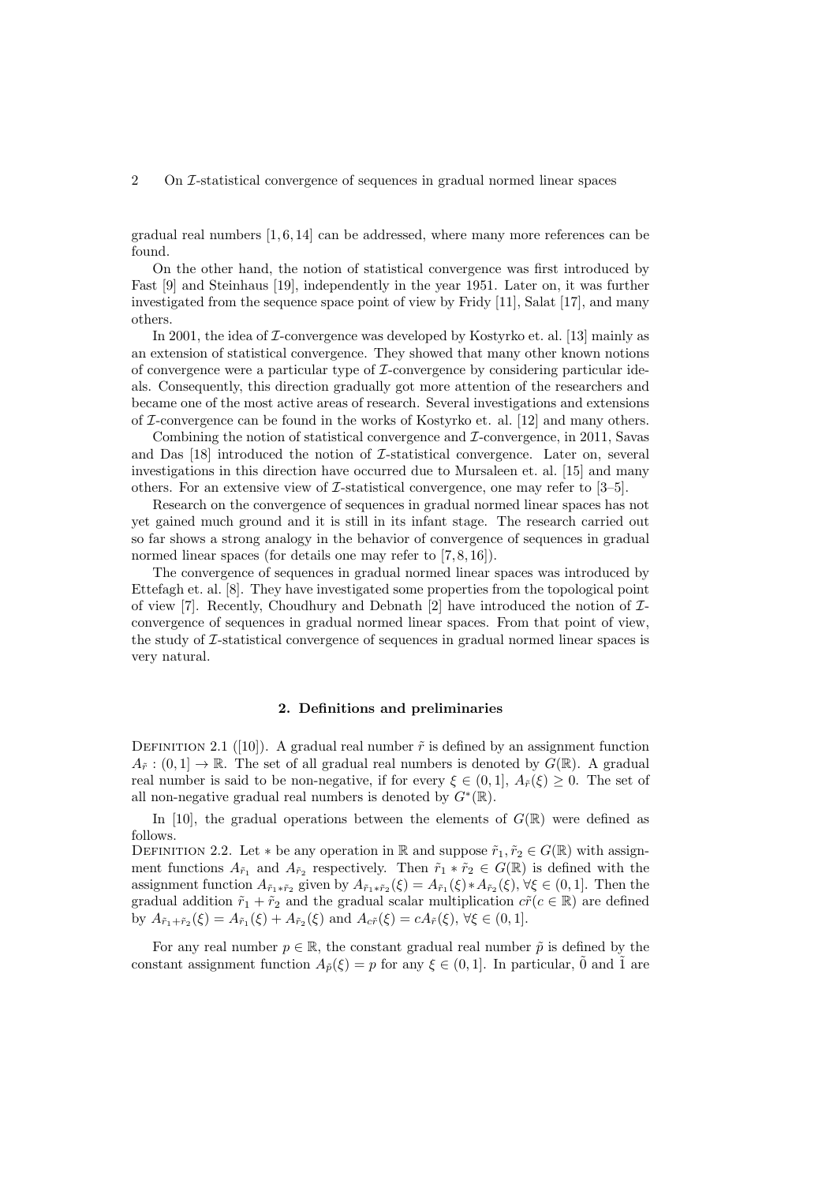gradual real numbers [1, 6, 14] can be addressed, where many more references can be found.

On the other hand, the notion of statistical convergence was first introduced by Fast [9] and Steinhaus [19], independently in the year 1951. Later on, it was further investigated from the sequence space point of view by Fridy [11], Salat [17], and many others.

In 2001, the idea of $\mathcal{I}$-convergence was developed by Kostyrko et. al. [13] mainly as an extension of statistical convergence. They showed that many other known notions of convergence were a particular type of $\mathcal{I}$-convergence by considering particular ideals. Consequently, this direction gradually got more attention of the researchers and became one of the most active areas of research. Several investigations and extensions of $\mathcal{I}$-convergence can be found in the works of Kostyrko et. al. [12] and many others.

Combining the notion of statistical convergence and $\mathcal{I}$-convergence, in 2011, Savas and Das [18] introduced the notion of $\mathcal{I}$-statistical convergence. Later on, several investigations in this direction have occurred due to Mursaleen et. al. [15] and many others. For an extensive view of $\mathcal{I}$-statistical convergence, one may refer to [3–5].

Research on the convergence of sequences in gradual normed linear spaces has not yet gained much ground and it is still in its infant stage. The research carried out so far shows a strong analogy in the behavior of convergence of sequences in gradual normed linear spaces (for details one may refer to [7, 8, 16]).

The convergence of sequences in gradual normed linear spaces was introduced by Ettefagh et. al. [8]. They have investigated some properties from the topological point of view [7]. Recently, Choudhury and Debnath [2] have introduced the notion of $\mathcal{I}$-convergence of sequences in gradual normed linear spaces. From that point of view, the study of $\mathcal{I}$-statistical convergence of sequences in gradual normed linear spaces is very natural.

## 2. Definitions and preliminaries

Definition 2.1 ([10]). A gradual real number $\tilde{r}$ is defined by an assignment function $A_{\tilde{r}} : (0, 1] \to \mathbb{R}$. The set of all gradual real numbers is denoted by $G(\mathbb{R})$. A gradual real number is said to be non-negative, if for every $\xi \in (0, 1]$, $A_{\tilde{r}}(\xi) \geq 0$. The set of all non-negative gradual real numbers is denoted by $G^*(\mathbb{R})$.

In [10], the gradual operations between the elements of $G(\mathbb{R})$ were defined as follows.

Definition 2.2. Let $*$ be any operation in $\mathbb{R}$ and suppose $\tilde{r}_1, \tilde{r}_2 \in G(\mathbb{R})$ with assignment functions $A_{\tilde{r}_1}$ and $A_{\tilde{r}_2}$ respectively. Then $\tilde{r}_1 * \tilde{r}_2 \in G(\mathbb{R})$ is defined with the assignment function $A_{\tilde{r}_1 * \tilde{r}_2}$ given by $A_{\tilde{r}_1 * \tilde{r}_2}(\xi) = A_{\tilde{r}_1}(\xi) * A_{\tilde{r}_2}(\xi)$, $\forall \xi \in (0, 1]$. Then the gradual addition $\tilde{r}_1 + \tilde{r}_2$ and the gradual scalar multiplication $c\tilde{r}(c \in \mathbb{R})$ are defined by $A_{\tilde{r}_1 + \tilde{r}_2}(\xi) = A_{\tilde{r}_1}(\xi) + A_{\tilde{r}_2}(\xi)$ and $A_{c\tilde{r}}(\xi) = cA_{\tilde{r}}(\xi)$, $\forall \xi \in (0, 1]$.

For any real number $p \in \mathbb{R}$, the constant gradual real number $\tilde{p}$ is defined by the constant assignment function $A_{\tilde{p}}(\xi) = p$ for any $\xi \in (0, 1]$. In particular, $\tilde{0}$ and $\tilde{1}$ are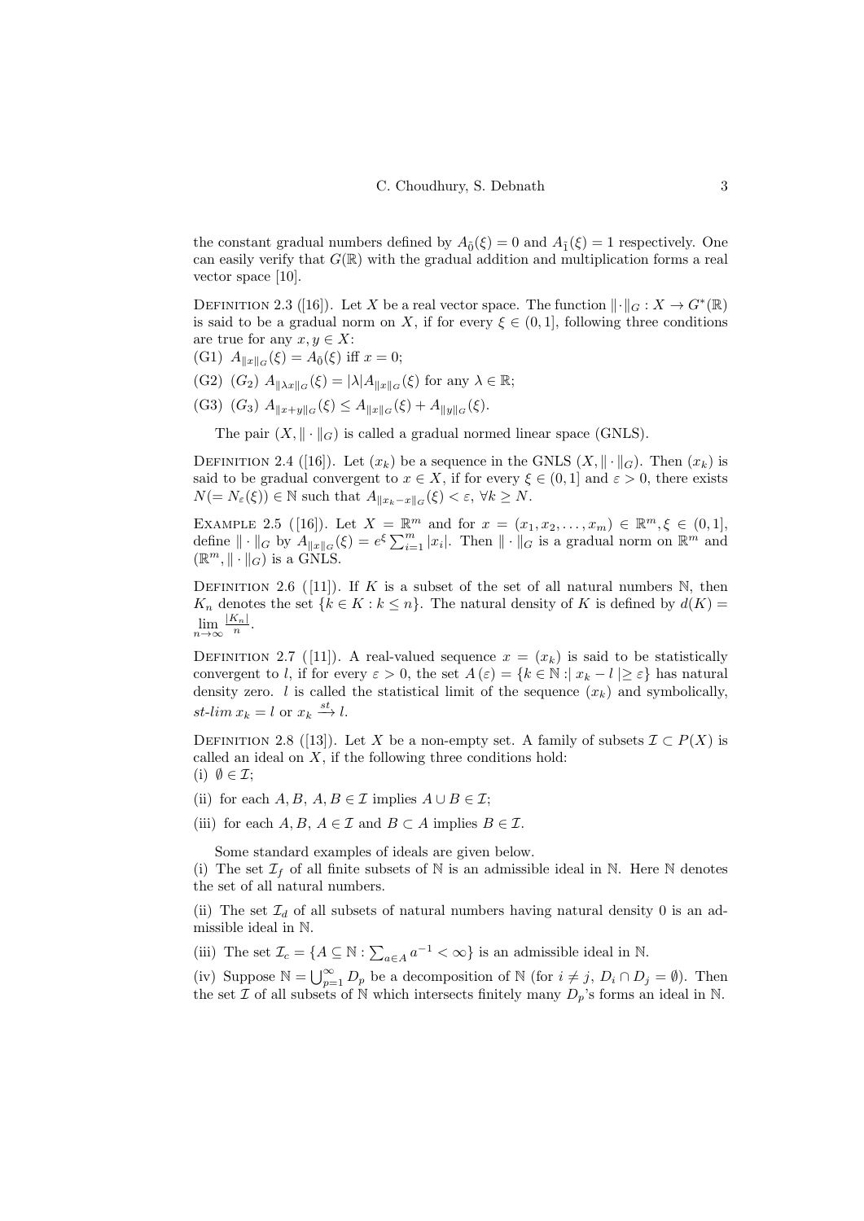the constant gradual numbers defined by $A_{\tilde{0}}(\xi) = 0$ and $A_{\tilde{1}}(\xi) = 1$ respectively. One can easily verify that $G(\mathbb{R})$ with the gradual addition and multiplication forms a real vector space [10].

Definition 2.3 ([16]). Let $X$ be a real vector space. The function $\|\cdot\|_G : X \to G^*(\mathbb{R})$ is said to be a gradual norm on $X$, if for every $\xi \in (0,1]$, following three conditions are true for any $x, y \in X$:
(G1) $A_{\|x\|_G}(\xi) = A_{\tilde{0}}(\xi)$ iff $x = 0$;

(G2) $(G_2)$ $A_{\|\lambda x\|_G}(\xi) = |\lambda| A_{\|x\|_G}(\xi)$ for any $\lambda \in \mathbb{R}$;

(G3) $(G_3)$ $A_{\|x+y\|_G}(\xi) \leq A_{\|x\|_G}(\xi) + A_{\|y\|_G}(\xi)$.

The pair $(X, \|\cdot\|_G)$ is called a gradual normed linear space (GNLS).

Definition 2.4 ([16]). Let $(x_k)$ be a sequence in the GNLS $(X, \|\cdot\|_G)$. Then $(x_k)$ is said to be gradual convergent to $x \in X$, if for every $\xi \in (0,1]$ and $\varepsilon > 0$, there exists $N (= N_\varepsilon(\xi)) \in \mathbb{N}$ such that $A_{\|x_k - x\|_G}(\xi) < \varepsilon$, $\forall k \geq N$.

Example 2.5 ([16]). Let $X = \mathbb{R}^m$ and for $x = (x_1, x_2, \ldots, x_m) \in \mathbb{R}^m, \xi \in (0,1]$, define $\|\cdot\|_G$ by $A_{\|x\|_G}(\xi) = e^{\xi} \sum_{i=1}^{m} |x_i|$. Then $\|\cdot\|_G$ is a gradual norm on $\mathbb{R}^m$ and $(\mathbb{R}^m, \|\cdot\|_G)$ is a GNLS.

Definition 2.6 ([11]). If $K$ is a subset of the set of all natural numbers $\mathbb{N}$, then $K_n$ denotes the set $\{k \in K : k \leq n\}$. The natural density of $K$ is defined by $d(K) = \lim\limits_{n\to\infty} \frac{|K_n|}{n}$.

Definition 2.7 ([11]). A real-valued sequence $x = (x_k)$ is said to be statistically convergent to $l$, if for every $\varepsilon > 0$, the set $A(\varepsilon) = \{k \in \mathbb{N} : | x_k - l | \geq \varepsilon\}$ has natural density zero. $l$ is called the statistical limit of the sequence $(x_k)$ and symbolically, $st\text{-}lim\, x_k = l$ or $x_k \xrightarrow{st} l$.

Definition 2.8 ([13]). Let $X$ be a non-empty set. A family of subsets $\mathcal{I} \subset P(X)$ is called an ideal on $X$, if the following three conditions hold:
(i) $\emptyset \in \mathcal{I}$;

(ii) for each $A, B$, $A, B \in \mathcal{I}$ implies $A \cup B \in \mathcal{I}$;

(iii) for each $A, B$, $A \in \mathcal{I}$ and $B \subset A$ implies $B \in \mathcal{I}$.

Some standard examples of ideals are given below.
(i) The set $\mathcal{I}_f$ of all finite subsets of $\mathbb{N}$ is an admissible ideal in $\mathbb{N}$. Here $\mathbb{N}$ denotes the set of all natural numbers.

(ii) The set $\mathcal{I}_d$ of all subsets of natural numbers having natural density 0 is an admissible ideal in $\mathbb{N}$.

(iii) The set $\mathcal{I}_c = \{A \subseteq \mathbb{N} : \sum_{a \in A} a^{-1} < \infty\}$ is an admissible ideal in $\mathbb{N}$.

(iv) Suppose $\mathbb{N} = \bigcup_{p=1}^{\infty} D_p$ be a decomposition of $\mathbb{N}$ (for $i \neq j$, $D_i \cap D_j = \emptyset$). Then the set $\mathcal{I}$ of all subsets of $\mathbb{N}$ which intersects finitely many $D_p$'s forms an ideal in $\mathbb{N}$.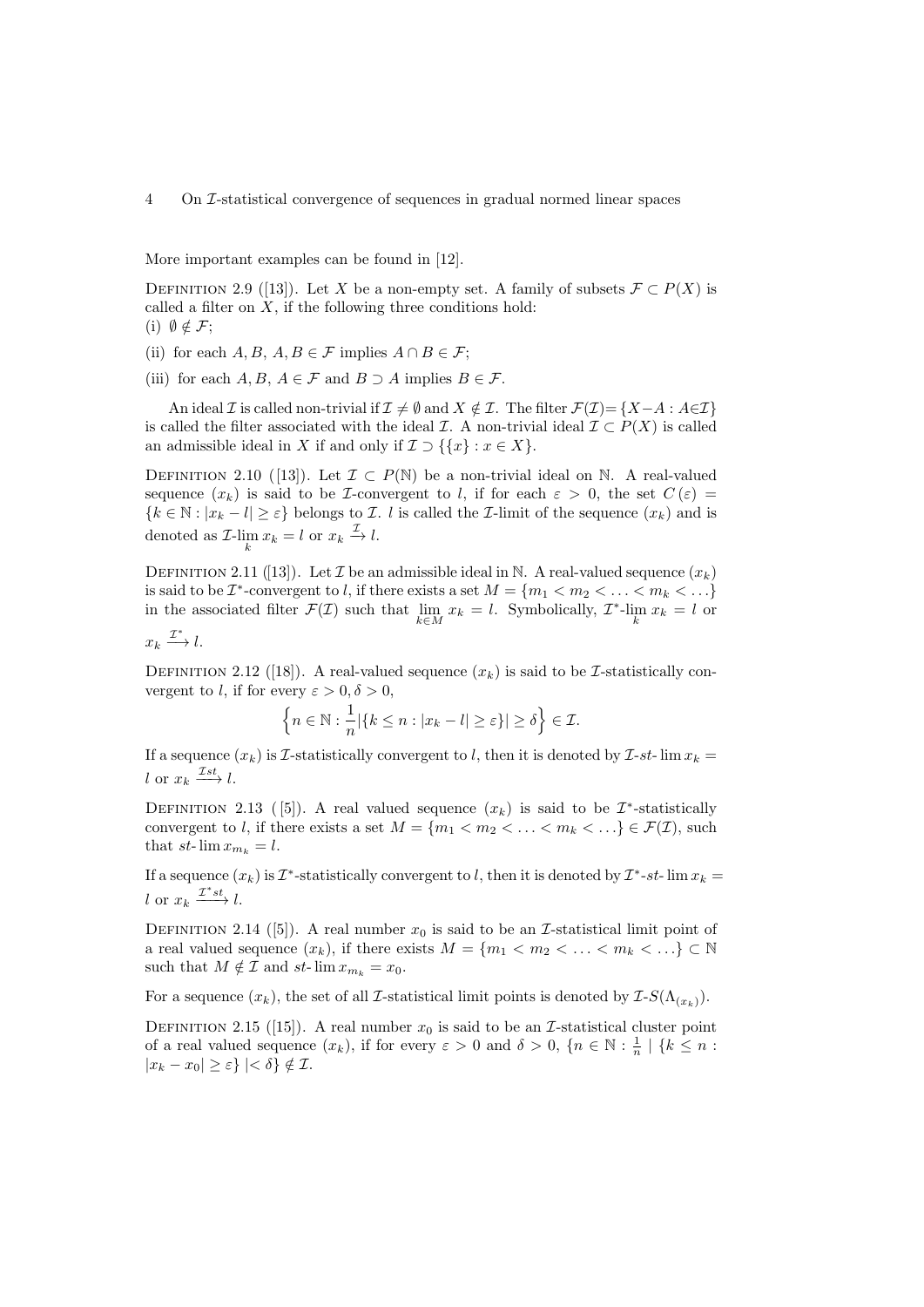More important examples can be found in [12].

Definition 2.9 ([13]). Let $X$ be a non-empty set. A family of subsets $\mathcal{F} \subset P(X)$ is called a filter on $X$, if the following three conditions hold:
(i) $\emptyset \notin \mathcal{F}$;

(ii) for each $A, B$, $A, B \in \mathcal{F}$ implies $A \cap B \in \mathcal{F}$;

(iii) for each $A, B$, $A \in \mathcal{F}$ and $B \supset A$ implies $B \in \mathcal{F}$.

An ideal $\mathcal{I}$ is called non-trivial if $\mathcal{I} \neq \emptyset$ and $X \notin \mathcal{I}$. The filter $\mathcal{F}(\mathcal{I}) = \{X - A : A \in \mathcal{I}\}$ is called the filter associated with the ideal $\mathcal{I}$. A non-trivial ideal $\mathcal{I} \subset P(X)$ is called an admissible ideal in $X$ if and only if $\mathcal{I} \supset \{\{x\} : x \in X\}$.

Definition 2.10 ([13]). Let $\mathcal{I} \subset P(\mathbb{N})$ be a non-trivial ideal on $\mathbb{N}$. A real-valued sequence $(x_k)$ is said to be $\mathcal{I}$-convergent to $l$, if for each $\varepsilon > 0$, the set $C(\varepsilon) = \{k \in \mathbb{N} : |x_k - l| \geq \varepsilon\}$ belongs to $\mathcal{I}$. $l$ is called the $\mathcal{I}$-limit of the sequence $(x_k)$ and is denoted as $\mathcal{I}\text{-}\lim_k x_k = l$ or $x_k \xrightarrow{\mathcal{I}} l$.

Definition 2.11 ([13]). Let $\mathcal{I}$ be an admissible ideal in $\mathbb{N}$. A real-valued sequence $(x_k)$ is said to be $\mathcal{I}^*$-convergent to $l$, if there exists a set $M = \{m_1 < m_2 < \ldots < m_k < \ldots\}$ in the associated filter $\mathcal{F}(\mathcal{I})$ such that $\lim_{k \in M} x_k = l$. Symbolically, $\mathcal{I}^*\text{-}\lim_k x_k = l$ or $x_k \xrightarrow{\mathcal{I}^*} l$.

Definition 2.12 ([18]). A real-valued sequence $(x_k)$ is said to be $\mathcal{I}$-statistically convergent to $l$, if for every $\varepsilon > 0, \delta > 0$,

$$\left\{n \in \mathbb{N} : \frac{1}{n}|\{k \leq n : |x_k - l| \geq \varepsilon\}| \geq \delta\right\} \in \mathcal{I}.$$

If a sequence $(x_k)$ is $\mathcal{I}$-statistically convergent to $l$, then it is denoted by $\mathcal{I}\text{-}st\text{-}\lim x_k = l$ or $x_k \xrightarrow{\mathcal{I}st} l$.

Definition 2.13 ([5]). A real valued sequence $(x_k)$ is said to be $\mathcal{I}^*$-statistically convergent to $l$, if there exists a set $M = \{m_1 < m_2 < \ldots < m_k < \ldots\} \in \mathcal{F}(\mathcal{I})$, such that $st\text{-}\lim x_{m_k} = l$.

If a sequence $(x_k)$ is $\mathcal{I}^*$-statistically convergent to $l$, then it is denoted by $\mathcal{I}^*\text{-}st\text{-}\lim x_k = l$ or $x_k \xrightarrow{\mathcal{I}^*st} l$.

Definition 2.14 ([5]). A real number $x_0$ is said to be an $\mathcal{I}$-statistical limit point of a real valued sequence $(x_k)$, if there exists $M = \{m_1 < m_2 < \ldots < m_k < \ldots\} \subset \mathbb{N}$ such that $M \notin \mathcal{I}$ and $st\text{-}\lim x_{m_k} = x_0$.

For a sequence $(x_k)$, the set of all $\mathcal{I}$-statistical limit points is denoted by $\mathcal{I}\text{-}S(\Lambda_{(x_k)})$.

Definition 2.15 ([15]). A real number $x_0$ is said to be an $\mathcal{I}$-statistical cluster point of a real valued sequence $(x_k)$, if for every $\varepsilon > 0$ and $\delta > 0$, $\{n \in \mathbb{N} : \frac{1}{n} \mid \{k \leq n : |x_k - x_0| \geq \varepsilon\} \mid < \delta\} \notin \mathcal{I}$.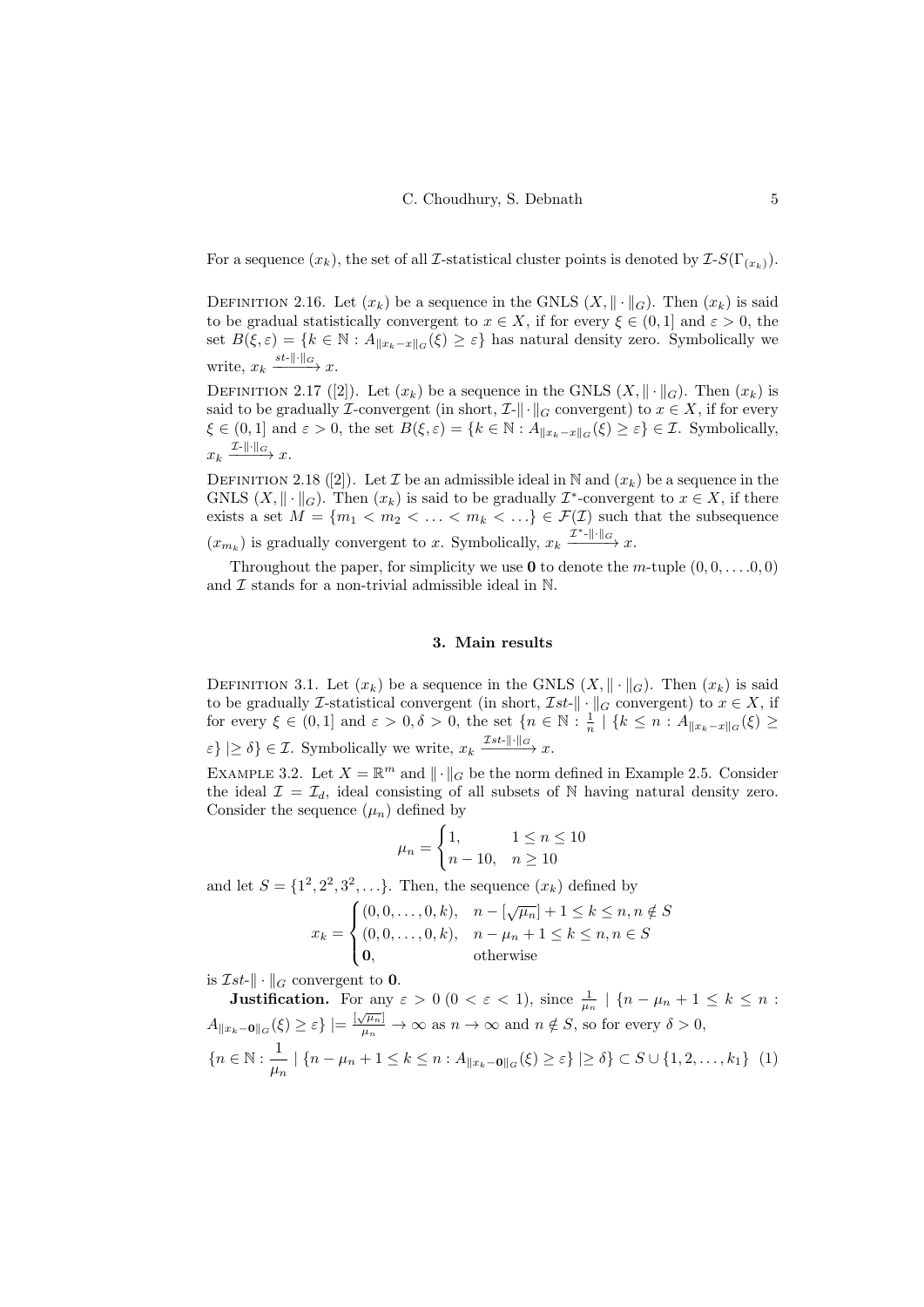For a sequence $(x_k)$, the set of all $\mathcal{I}$-statistical cluster points is denoted by $\mathcal{I}$-$S(\Gamma_{(x_k)})$.

Definition 2.16. Let $(x_k)$ be a sequence in the GNLS $(X, \|\cdot\|_G)$. Then $(x_k)$ is said to be gradual statistically convergent to $x \in X$, if for every $\xi \in (0,1]$ and $\varepsilon > 0$, the set $B(\xi, \varepsilon) = \{k \in \mathbb{N} : A_{\|x_k - x\|_G}(\xi) \geq \varepsilon\}$ has natural density zero. Symbolically we write, $x_k \xrightarrow{st\text{-}\|\cdot\|_G} x$.

Definition 2.17 ([2]). Let $(x_k)$ be a sequence in the GNLS $(X, \|\cdot\|_G)$. Then $(x_k)$ is said to be gradually $\mathcal{I}$-convergent (in short, $\mathcal{I}$-$\|\cdot\|_G$ convergent) to $x \in X$, if for every $\xi \in (0,1]$ and $\varepsilon > 0$, the set $B(\xi, \varepsilon) = \{k \in \mathbb{N} : A_{\|x_k - x\|_G}(\xi) \geq \varepsilon\} \in \mathcal{I}$. Symbolically, $x_k \xrightarrow{\mathcal{I}\text{-}\|\cdot\|_G} x$.

Definition 2.18 ([2]). Let $\mathcal{I}$ be an admissible ideal in $\mathbb{N}$ and $(x_k)$ be a sequence in the GNLS $(X, \|\cdot\|_G)$. Then $(x_k)$ is said to be gradually $\mathcal{I}^*$-convergent to $x \in X$, if there exists a set $M = \{m_1 < m_2 < \ldots < m_k < \ldots\} \in \mathcal{F}(\mathcal{I})$ such that the subsequence $(x_{m_k})$ is gradually convergent to $x$. Symbolically, $x_k \xrightarrow{\mathcal{I}^*\text{-}\|\cdot\|_G} x$.

Throughout the paper, for simplicity we use $\mathbf{0}$ to denote the $m$-tuple $(0, 0, \ldots .0, 0)$ and $\mathcal{I}$ stands for a non-trivial admissible ideal in $\mathbb{N}$.

## 3. Main results

Definition 3.1. Let $(x_k)$ be a sequence in the GNLS $(X, \|\cdot\|_G)$. Then $(x_k)$ is said to be gradually $\mathcal{I}$-statistical convergent (in short, $\mathcal{I}st$-$\|\cdot\|_G$ convergent) to $x \in X$, if for every $\xi \in (0,1]$ and $\varepsilon > 0, \delta > 0$, the set $\{n \in \mathbb{N} : \frac{1}{n} \mid \{k \leq n : A_{\|x_k - x\|_G}(\xi) \geq \varepsilon\} \mid \geq \delta\} \in \mathcal{I}$. Symbolically we write, $x_k \xrightarrow{\mathcal{I}st\text{-}\|\cdot\|_G} x$.

Example 3.2. Let $X = \mathbb{R}^m$ and $\|\cdot\|_G$ be the norm defined in Example 2.5. Consider the ideal $\mathcal{I} = \mathcal{I}_d$, ideal consisting of all subsets of $\mathbb{N}$ having natural density zero. Consider the sequence $(\mu_n)$ defined by

$$\mu_n = \begin{cases} 1, & 1 \leq n \leq 10 \\ n - 10, & n \geq 10 \end{cases}$$

and let $S = \{1^2, 2^2, 3^2, \ldots\}$. Then, the sequence $(x_k)$ defined by

$$x_k = \begin{cases} (0, 0, \ldots, 0, k), & n - [\sqrt{\mu_n}] + 1 \leq k \leq n, n \notin S \\ (0, 0, \ldots, 0, k), & n - \mu_n + 1 \leq k \leq n, n \in S \\ \mathbf{0}, & \text{otherwise} \end{cases}$$

is $\mathcal{I}st$-$\|\cdot\|_G$ convergent to $\mathbf{0}$.

**Justification.** For any $\varepsilon > 0$ $(0 < \varepsilon < 1)$, since $\frac{1}{\mu_n} \mid \{n - \mu_n + 1 \leq k \leq n : A_{\|x_k - \mathbf{0}\|_G}(\xi) \geq \varepsilon\} \mid = \frac{[\sqrt{\mu_n}]}{\mu_n} \to \infty$ as $n \to \infty$ and $n \notin S$, so for every $\delta > 0$,

$$\{n \in \mathbb{N} : \frac{1}{\mu_n} \mid \{n - \mu_n + 1 \leq k \leq n : A_{\|x_k - \mathbf{0}\|_G}(\xi) \geq \varepsilon\} \mid \geq \delta\} \subset S \cup \{1, 2, \ldots, k_1\} \quad (1)$$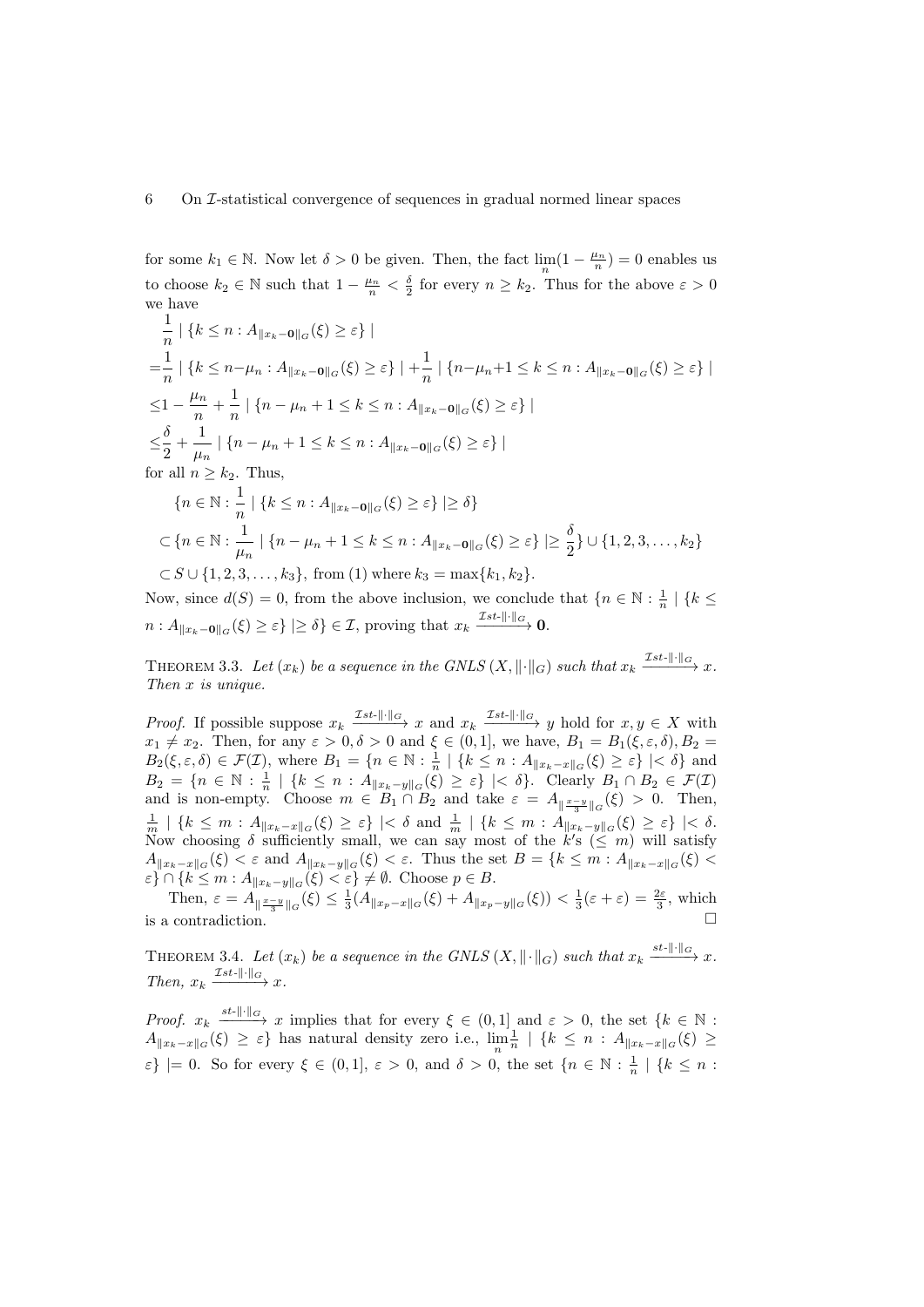for some $k_1 \in \mathbb{N}$. Now let $\delta > 0$ be given. Then, the fact $\lim_n (1 - \frac{\mu_n}{n}) = 0$ enables us to choose $k_2 \in \mathbb{N}$ such that $1 - \frac{\mu_n}{n} < \frac{\delta}{2}$ for every $n \geq k_2$. Thus for the above $\varepsilon > 0$ we have

$$
\begin{aligned}
&\frac{1}{n} \mid \{k \leq n : A_{\|x_k - \mathbf{0}\|_G}(\xi) \geq \varepsilon\} \mid \\
=&\frac{1}{n} \mid \{k \leq n - \mu_n : A_{\|x_k - \mathbf{0}\|_G}(\xi) \geq \varepsilon\} \mid + \frac{1}{n} \mid \{n - \mu_n + 1 \leq k \leq n : A_{\|x_k - \mathbf{0}\|_G}(\xi) \geq \varepsilon\} \mid \\
\leq&1 - \frac{\mu_n}{n} + \frac{1}{n} \mid \{n - \mu_n + 1 \leq k \leq n : A_{\|x_k - \mathbf{0}\|_G}(\xi) \geq \varepsilon\} \mid \\
\leq&\frac{\delta}{2} + \frac{1}{\mu_n} \mid \{n - \mu_n + 1 \leq k \leq n : A_{\|x_k - \mathbf{0}\|_G}(\xi) \geq \varepsilon\} \mid
\end{aligned}
$$

for all $n \geq k_2$. Thus,

$$
\begin{aligned}
&\{n \in \mathbb{N} : \frac{1}{n} \mid \{k \leq n : A_{\|x_k - \mathbf{0}\|_G}(\xi) \geq \varepsilon\} \mid \geq \delta\} \\
\subset &\{n \in \mathbb{N} : \frac{1}{\mu_n} \mid \{n - \mu_n + 1 \leq k \leq n : A_{\|x_k - \mathbf{0}\|_G}(\xi) \geq \varepsilon\} \mid \geq \frac{\delta}{2}\} \cup \{1, 2, 3, \ldots, k_2\} \\
\subset &S \cup \{1, 2, 3, \ldots, k_3\}, \text{ from (1) where } k_3 = \max\{k_1, k_2\}.
\end{aligned}
$$

Now, since $d(S) = 0$, from the above inclusion, we conclude that $\{n \in \mathbb{N} : \frac{1}{n} \mid \{k \leq n : A_{\|x_k - \mathbf{0}\|_G}(\xi) \geq \varepsilon\} \mid \geq \delta\} \in \mathcal{I}$, proving that $x_k \xrightarrow{\mathcal{I}st\text{-}\|\cdot\|_G} \mathbf{0}$.

THEOREM 3.3. *Let $(x_k)$ be a sequence in the GNLS $(X, \|\cdot\|_G)$ such that $x_k \xrightarrow{\mathcal{I}st\text{-}\|\cdot\|_G} x$. Then $x$ is unique.*

*Proof.* If possible suppose $x_k \xrightarrow{\mathcal{I}st\text{-}\|\cdot\|_G} x$ and $x_k \xrightarrow{\mathcal{I}st\text{-}\|\cdot\|_G} y$ hold for $x, y \in X$ with $x_1 \neq x_2$. Then, for any $\varepsilon > 0, \delta > 0$ and $\xi \in (0, 1]$, we have, $B_1 = B_1(\xi, \varepsilon, \delta), B_2 = B_2(\xi, \varepsilon, \delta) \in \mathcal{F}(\mathcal{I})$, where $B_1 = \{n \in \mathbb{N} : \frac{1}{n} \mid \{k \leq n : A_{\|x_k - x\|_G}(\xi) \geq \varepsilon\} \mid < \delta\}$ and $B_2 = \{n \in \mathbb{N} : \frac{1}{n} \mid \{k \leq n : A_{\|x_k - y\|_G}(\xi) \geq \varepsilon\} \mid < \delta\}$. Clearly $B_1 \cap B_2 \in \mathcal{F}(\mathcal{I})$ and is non-empty. Choose $m \in B_1 \cap B_2$ and take $\varepsilon = A_{\|\frac{x-y}{3}\|_G}(\xi) > 0$. Then, $\frac{1}{m} \mid \{k \leq m : A_{\|x_k - x\|_G}(\xi) \geq \varepsilon\} \mid < \delta$ and $\frac{1}{m} \mid \{k \leq m : A_{\|x_k - y\|_G}(\xi) \geq \varepsilon\} \mid < \delta$. Now choosing $\delta$ sufficiently small, we can say most of the $k$'s $(\leq m)$ will satisfy $A_{\|x_k - x\|_G}(\xi) < \varepsilon$ and $A_{\|x_k - y\|_G}(\xi) < \varepsilon$. Thus the set $B = \{k \leq m : A_{\|x_k - x\|_G}(\xi) < \varepsilon\} \cap \{k \leq m : A_{\|x_k - y\|_G}(\xi) < \varepsilon\} \neq \emptyset$. Choose $p \in B$.

Then, $\varepsilon = A_{\|\frac{x-y}{3}\|_G}(\xi) \leq \frac{1}{3}(A_{\|x_p - x\|_G}(\xi) + A_{\|x_p - y\|_G}(\xi)) < \frac{1}{3}(\varepsilon + \varepsilon) = \frac{2\varepsilon}{3}$, which is a contradiction. $\square$

THEOREM 3.4. *Let $(x_k)$ be a sequence in the GNLS $(X, \|\cdot\|_G)$ such that $x_k \xrightarrow{st\text{-}\|\cdot\|_G} x$. Then, $x_k \xrightarrow{\mathcal{I}st\text{-}\|\cdot\|_G} x$.*

*Proof.* $x_k \xrightarrow{st\text{-}\|\cdot\|_G} x$ implies that for every $\xi \in (0, 1]$ and $\varepsilon > 0$, the set $\{k \in \mathbb{N} : A_{\|x_k - x\|_G}(\xi) \geq \varepsilon\}$ has natural density zero i.e., $\lim_n \frac{1}{n} \mid \{k \leq n : A_{\|x_k - x\|_G}(\xi) \geq \varepsilon\} \mid = 0$. So for every $\xi \in (0, 1]$, $\varepsilon > 0$, and $\delta > 0$, the set $\{n \in \mathbb{N} : \frac{1}{n} \mid \{k \leq n :$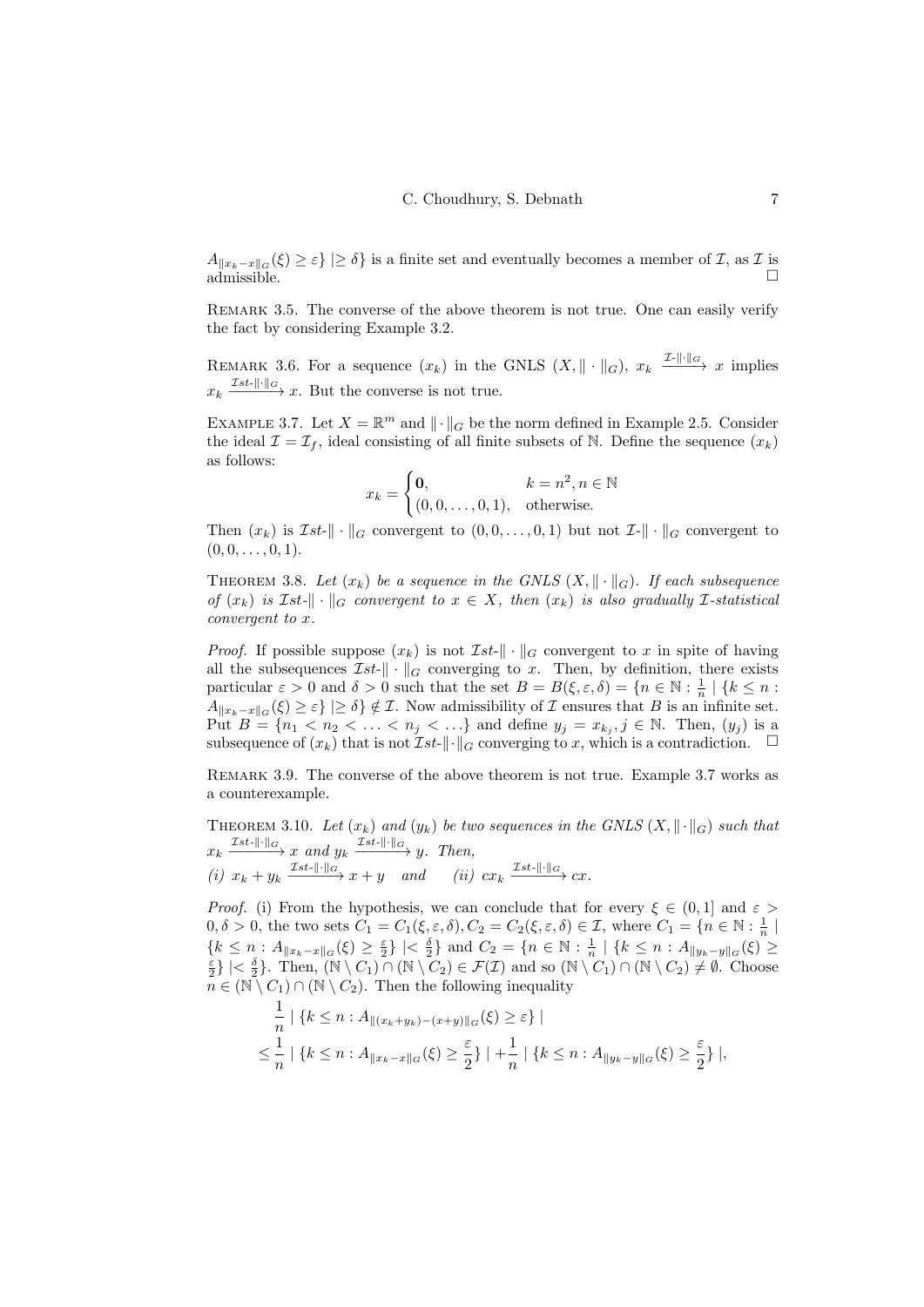$A_{\|x_k - x\|_G}(\xi) \geq \varepsilon\} \,|\geq \delta\}$ is a finite set and eventually becomes a member of $\mathcal{I}$, as $\mathcal{I}$ is admissible. $\square$

Remark 3.5. The converse of the above theorem is not true. One can easily verify the fact by considering Example 3.2.

Remark 3.6. For a sequence $(x_k)$ in the GNLS $(X, \|\cdot\|_G)$, $x_k \xrightarrow{\mathcal{I}\text{-}\|\cdot\|_G} x$ implies $x_k \xrightarrow{\mathcal{I}st\text{-}\|\cdot\|_G} x$. But the converse is not true.

Example 3.7. Let $X = \mathbb{R}^m$ and $\|\cdot\|_G$ be the norm defined in Example 2.5. Consider the ideal $\mathcal{I} = \mathcal{I}_f$, ideal consisting of all finite subsets of $\mathbb{N}$. Define the sequence $(x_k)$ as follows:

$$x_k = \begin{cases} \mathbf{0}, & k = n^2, n \in \mathbb{N} \\ (0, 0, \ldots, 0, 1), & \text{otherwise.} \end{cases}$$

Then $(x_k)$ is $\mathcal{I}st$-$\|\cdot\|_G$ convergent to $(0, 0, \ldots, 0, 1)$ but not $\mathcal{I}$-$\|\cdot\|_G$ convergent to $(0, 0, \ldots, 0, 1)$.

Theorem 3.8. *Let $(x_k)$ be a sequence in the GNLS $(X, \|\cdot\|_G)$. If each subsequence of $(x_k)$ is $\mathcal{I}st$-$\|\cdot\|_G$ convergent to $x \in X$, then $(x_k)$ is also gradually $\mathcal{I}$-statistical convergent to $x$.*

*Proof.* If possible suppose $(x_k)$ is not $\mathcal{I}st$-$\|\cdot\|_G$ convergent to $x$ in spite of having all the subsequences $\mathcal{I}st$-$\|\cdot\|_G$ converging to $x$. Then, by definition, there exists particular $\varepsilon > 0$ and $\delta > 0$ such that the set $B = B(\xi, \varepsilon, \delta) = \{n \in \mathbb{N} : \frac{1}{n} \mid \{k \leq n : A_{\|x_k - x\|_G}(\xi) \geq \varepsilon\} \,|\geq \delta\} \notin \mathcal{I}$. Now admissibility of $\mathcal{I}$ ensures that $B$ is an infinite set. Put $B = \{n_1 < n_2 < \ldots < n_j < \ldots\}$ and define $y_j = x_{k_j}, j \in \mathbb{N}$. Then, $(y_j)$ is a subsequence of $(x_k)$ that is not $\mathcal{I}st$-$\|\cdot\|_G$ converging to $x$, which is a contradiction. $\square$

Remark 3.9. The converse of the above theorem is not true. Example 3.7 works as a counterexample.

Theorem 3.10. *Let $(x_k)$ and $(y_k)$ be two sequences in the GNLS $(X, \|\cdot\|_G)$ such that $x_k \xrightarrow{\mathcal{I}st\text{-}\|\cdot\|_G} x$ and $y_k \xrightarrow{\mathcal{I}st\text{-}\|\cdot\|_G} y$. Then,*
*(i) $x_k + y_k \xrightarrow{\mathcal{I}st\text{-}\|\cdot\|_G} x + y$ and (ii) $cx_k \xrightarrow{\mathcal{I}st\text{-}\|\cdot\|_G} cx$.*

*Proof.* (i) From the hypothesis, we can conclude that for every $\xi \in (0, 1]$ and $\varepsilon > 0, \delta > 0$, the two sets $C_1 = C_1(\xi, \varepsilon, \delta), C_2 = C_2(\xi, \varepsilon, \delta) \in \mathcal{I}$, where $C_1 = \{n \in \mathbb{N} : \frac{1}{n} \mid \{k \leq n : A_{\|x_k - x\|_G}(\xi) \geq \frac{\varepsilon}{2}\} \,|< \frac{\delta}{2}\}$ and $C_2 = \{n \in \mathbb{N} : \frac{1}{n} \mid \{k \leq n : A_{\|y_k - y\|_G}(\xi) \geq \frac{\varepsilon}{2}\} \,|< \frac{\delta}{2}\}$. Then, $(\mathbb{N} \setminus C_1) \cap (\mathbb{N} \setminus C_2) \in \mathcal{F}(\mathcal{I})$ and so $(\mathbb{N} \setminus C_1) \cap (\mathbb{N} \setminus C_2) \neq \emptyset$. Choose $n \in (\mathbb{N} \setminus C_1) \cap (\mathbb{N} \setminus C_2)$. Then the following inequality

$$\begin{aligned} &\frac{1}{n} \mid \{k \leq n : A_{\|(x_k + y_k) - (x+y)\|_G}(\xi) \geq \varepsilon\} \mid \\ &\leq \frac{1}{n} \mid \{k \leq n : A_{\|x_k - x\|_G}(\xi) \geq \frac{\varepsilon}{2}\} \mid + \frac{1}{n} \mid \{k \leq n : A_{\|y_k - y\|_G}(\xi) \geq \frac{\varepsilon}{2}\} \mid, \end{aligned}$$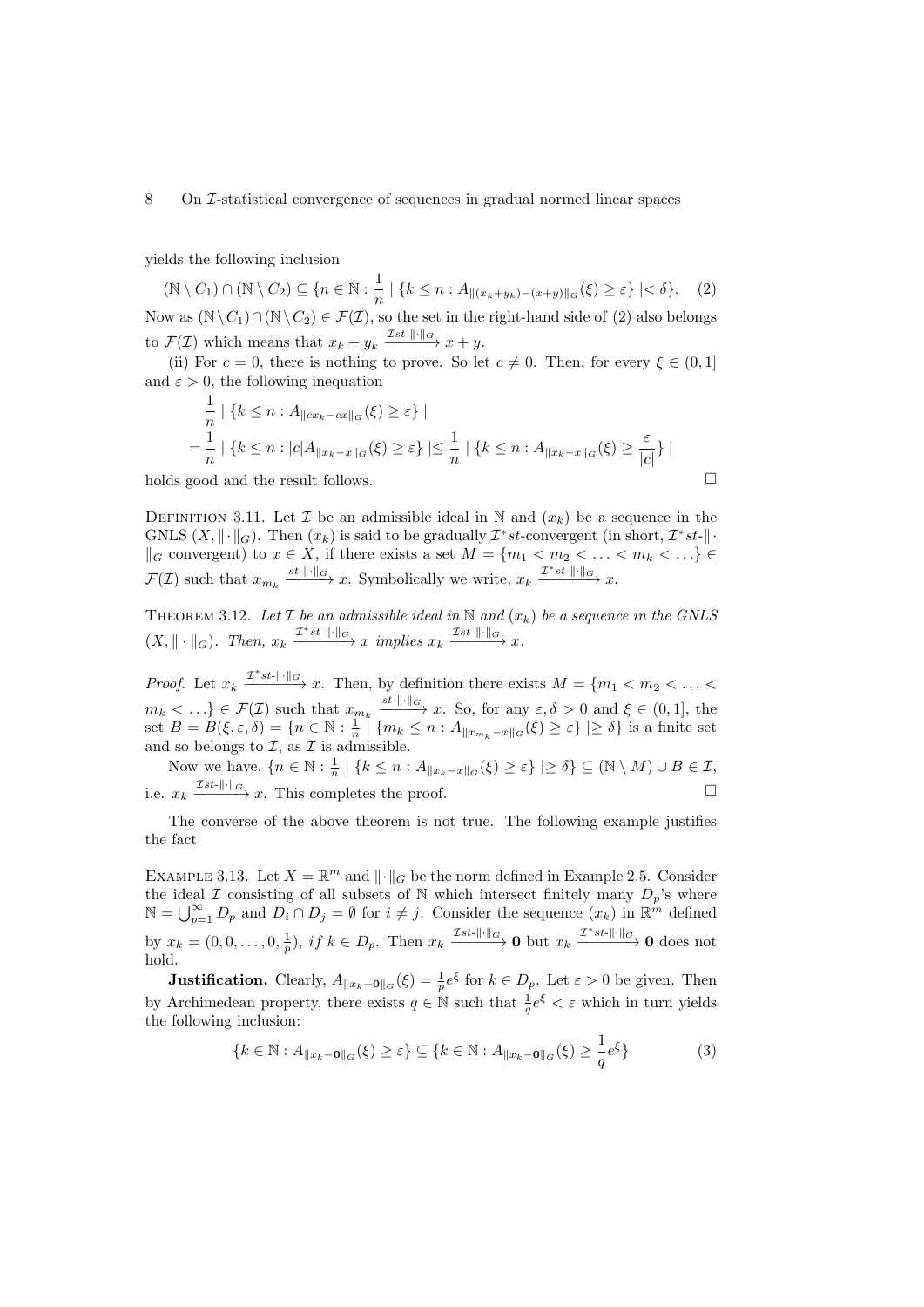yields the following inclusion

$$(\mathbb{N} \setminus C_1) \cap (\mathbb{N} \setminus C_2) \subseteq \{n \in \mathbb{N} : \frac{1}{n} \mid \{k \leq n : A_{\|(x_k+y_k)-(x+y)\|_G}(\xi) \geq \varepsilon\} \mid < \delta\}. \quad (2)$$

Now as $(\mathbb{N} \setminus C_1) \cap (\mathbb{N} \setminus C_2) \in \mathcal{F}(\mathcal{I})$, so the set in the right-hand side of (2) also belongs to $\mathcal{F}(\mathcal{I})$ which means that $x_k + y_k \xrightarrow{\mathcal{I}st\text{-}\|\cdot\|_G} x + y$.

(ii) For $c = 0$, there is nothing to prove. So let $c \neq 0$. Then, for every $\xi \in (0, 1]$ and $\varepsilon > 0$, the following inequation

$$\begin{aligned}
&\frac{1}{n} \mid \{k \leq n : A_{\|cx_k - cx\|_G}(\xi) \geq \varepsilon\} \mid \\
&= \frac{1}{n} \mid \{k \leq n : |c| A_{\|x_k - x\|_G}(\xi) \geq \varepsilon\} \mid \leq \frac{1}{n} \mid \{k \leq n : A_{\|x_k - x\|_G}(\xi) \geq \frac{\varepsilon}{|c|}\} \mid
\end{aligned}$$

holds good and the result follows. □

Definition 3.11. Let $\mathcal{I}$ be an admissible ideal in $\mathbb{N}$ and $(x_k)$ be a sequence in the GNLS $(X, \|\cdot\|_G)$. Then $(x_k)$ is said to be gradually $\mathcal{I}^*st$-convergent (in short, $\mathcal{I}^*st$-$\|\cdot\|_G$ convergent) to $x \in X$, if there exists a set $M = \{m_1 < m_2 < \ldots < m_k < \ldots\} \in \mathcal{F}(\mathcal{I})$ such that $x_{m_k} \xrightarrow{st\text{-}\|\cdot\|_G} x$. Symbolically we write, $x_k \xrightarrow{\mathcal{I}^*st\text{-}\|\cdot\|_G} x$.

Theorem 3.12. *Let $\mathcal{I}$ be an admissible ideal in $\mathbb{N}$ and $(x_k)$ be a sequence in the GNLS $(X, \|\cdot\|_G)$. Then, $x_k \xrightarrow{\mathcal{I}^*st\text{-}\|\cdot\|_G} x$ implies $x_k \xrightarrow{\mathcal{I}st\text{-}\|\cdot\|_G} x$.*

*Proof.* Let $x_k \xrightarrow{\mathcal{I}^*st\text{-}\|\cdot\|_G} x$. Then, by definition there exists $M = \{m_1 < m_2 < \ldots < m_k < \ldots\} \in \mathcal{F}(\mathcal{I})$ such that $x_{m_k} \xrightarrow{st\text{-}\|\cdot\|_G} x$. So, for any $\varepsilon, \delta > 0$ and $\xi \in (0, 1]$, the set $B = B(\xi, \varepsilon, \delta) = \{n \in \mathbb{N} : \frac{1}{n} \mid \{m_k \leq n : A_{\|x_{m_k} - x\|_G}(\xi) \geq \varepsilon\} \mid \geq \delta\}$ is a finite set and so belongs to $\mathcal{I}$, as $\mathcal{I}$ is admissible.

Now we have, $\{n \in \mathbb{N} : \frac{1}{n} \mid \{k \leq n : A_{\|x_k - x\|_G}(\xi) \geq \varepsilon\} \mid \geq \delta\} \subseteq (\mathbb{N} \setminus M) \cup B \in \mathcal{I}$, i.e. $x_k \xrightarrow{\mathcal{I}st\text{-}\|\cdot\|_G} x$. This completes the proof. □

The converse of the above theorem is not true. The following example justifies the fact

Example 3.13. Let $X = \mathbb{R}^m$ and $\|\cdot\|_G$ be the norm defined in Example 2.5. Consider the ideal $\mathcal{I}$ consisting of all subsets of $\mathbb{N}$ which intersect finitely many $D_p$'s where $\mathbb{N} = \bigcup_{p=1}^{\infty} D_p$ and $D_i \cap D_j = \emptyset$ for $i \neq j$. Consider the sequence $(x_k)$ in $\mathbb{R}^m$ defined by $x_k = (0, 0, \ldots, 0, \frac{1}{p})$, *if* $k \in D_p$. Then $x_k \xrightarrow{\mathcal{I}st\text{-}\|\cdot\|_G} \mathbf{0}$ but $x_k \xrightarrow{\mathcal{I}^*st\text{-}\|\cdot\|_G} \mathbf{0}$ does not hold.

**Justification.** Clearly, $A_{\|x_k - \mathbf{0}\|_G}(\xi) = \frac{1}{p} e^{\xi}$ for $k \in D_p$. Let $\varepsilon > 0$ be given. Then by Archimedean property, there exists $q \in \mathbb{N}$ such that $\frac{1}{q} e^{\xi} < \varepsilon$ which in turn yields the following inclusion:

$$\{k \in \mathbb{N} : A_{\|x_k - \mathbf{0}\|_G}(\xi) \geq \varepsilon\} \subseteq \{k \in \mathbb{N} : A_{\|x_k - \mathbf{0}\|_G}(\xi) \geq \frac{1}{q} e^{\xi}\} \quad (3)$$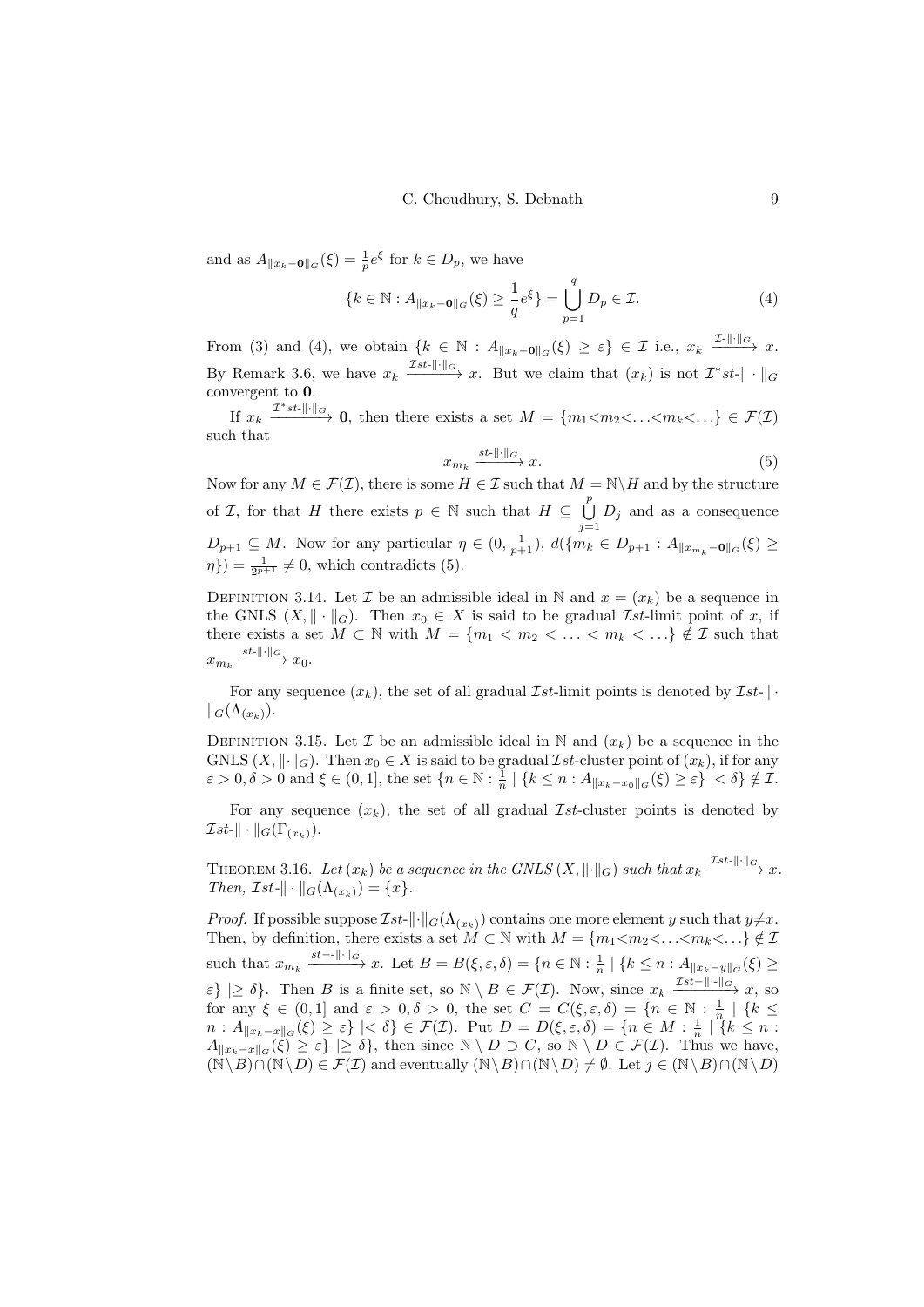and as $A_{\|x_k-\mathbf{0}\|_G}(\xi)=\frac{1}{p}e^{\xi}$ for $k\in D_p$, we have

$$\{k\in\mathbb{N}: A_{\|x_k-\mathbf{0}\|_G}(\xi)\geq \frac{1}{q}e^{\xi}\}=\bigcup_{p=1}^{q} D_p\in\mathcal{I}. \tag{4}$$

From (3) and (4), we obtain $\{k\in\mathbb{N}: A_{\|x_k-\mathbf{0}\|_G}(\xi)\geq\varepsilon\}\in\mathcal{I}$ i.e., $x_k\xrightarrow{\mathcal{I}\text{-}\|\cdot\|_G} x$. By Remark 3.6, we have $x_k\xrightarrow{\mathcal{I}st\text{-}\|\cdot\|_G} x$. But we claim that $(x_k)$ is not $\mathcal{I}^*st$-$\|\cdot\|_G$ convergent to $\mathbf{0}$.

If $x_k\xrightarrow{\mathcal{I}^*st\text{-}\|\cdot\|_G}\mathbf{0}$, then there exists a set $M=\{m_1<m_2<\ldots<m_k<\ldots\}\in\mathcal{F}(\mathcal{I})$ such that

$$x_{m_k}\xrightarrow{st\text{-}\|\cdot\|_G} x. \tag{5}$$

Now for any $M\in\mathcal{F}(\mathcal{I})$, there is some $H\in\mathcal{I}$ such that $M=\mathbb{N}\backslash H$ and by the structure of $\mathcal{I}$, for that $H$ there exists $p\in\mathbb{N}$ such that $H\subseteq\bigcup\limits_{j=1}^{p} D_j$ and as a consequence $D_{p+1}\subseteq M$. Now for any particular $\eta\in(0,\frac{1}{p+1})$, $d(\{m_k\in D_{p+1}: A_{\|x_{m_k}-\mathbf{0}\|_G}(\xi)\geq\eta\})=\frac{1}{2^{p+1}}\neq 0$, which contradicts (5).

Definition 3.14. Let $\mathcal{I}$ be an admissible ideal in $\mathbb{N}$ and $x=(x_k)$ be a sequence in the GNLS $(X,\|\cdot\|_G)$. Then $x_0\in X$ is said to be gradual $\mathcal{I}st$-limit point of $x$, if there exists a set $M\subset\mathbb{N}$ with $M=\{m_1<m_2<\ldots<m_k<\ldots\}\notin\mathcal{I}$ such that $x_{m_k}\xrightarrow{st\text{-}\|\cdot\|_G} x_0$.

For any sequence $(x_k)$, the set of all gradual $\mathcal{I}st$-limit points is denoted by $\mathcal{I}st$-$\|\cdot\|_G(\Lambda_{(x_k)})$.

Definition 3.15. Let $\mathcal{I}$ be an admissible ideal in $\mathbb{N}$ and $(x_k)$ be a sequence in the GNLS $(X,\|\cdot\|_G)$. Then $x_0\in X$ is said to be gradual $\mathcal{I}st$-cluster point of $(x_k)$, if for any $\varepsilon>0,\delta>0$ and $\xi\in(0,1]$, the set $\{n\in\mathbb{N}:\frac{1}{n}\mid\{k\leq n: A_{\|x_k-x_0\|_G}(\xi)\geq\varepsilon\}\mid<\delta\}\notin\mathcal{I}$.

For any sequence $(x_k)$, the set of all gradual $\mathcal{I}st$-cluster points is denoted by $\mathcal{I}st$-$\|\cdot\|_G(\Gamma_{(x_k)})$.

Theorem 3.16. *Let $(x_k)$ be a sequence in the GNLS $(X,\|\cdot\|_G)$ such that $x_k\xrightarrow{\mathcal{I}st\text{-}\|\cdot\|_G} x$. Then, $\mathcal{I}st$-$\|\cdot\|_G(\Lambda_{(x_k)})=\{x\}$.*

*Proof.* If possible suppose $\mathcal{I}st$-$\|\cdot\|_G(\Lambda_{(x_k)})$ contains one more element $y$ such that $y\neq x$. Then, by definition, there exists a set $M\subset\mathbb{N}$ with $M=\{m_1<m_2<\ldots<m_k<\ldots\}\notin\mathcal{I}$ such that $x_{m_k}\xrightarrow{st-\text{-}\|\cdot\|_G} x$. Let $B=B(\xi,\varepsilon,\delta)=\{n\in\mathbb{N}:\frac{1}{n}\mid\{k\leq n: A_{\|x_k-y\|_G}(\xi)\geq\varepsilon\}\mid\geq\delta\}$. Then $B$ is a finite set, so $\mathbb{N}\setminus B\in\mathcal{F}(\mathcal{I})$. Now, since $x_k\xrightarrow{\mathcal{I}st-\|\cdot\|_G} x$, so for any $\xi\in(0,1]$ and $\varepsilon>0,\delta>0$, the set $C=C(\xi,\varepsilon,\delta)=\{n\in\mathbb{N}:\frac{1}{n}\mid\{k\leq n: A_{\|x_k-x\|_G}(\xi)\geq\varepsilon\}\mid<\delta\}\in\mathcal{F}(\mathcal{I})$. Put $D=D(\xi,\varepsilon,\delta)=\{n\in M:\frac{1}{n}\mid\{k\leq n: A_{\|x_k-x\|_G}(\xi)\geq\varepsilon\}\mid\geq\delta\}$, then since $\mathbb{N}\setminus D\supset C$, so $\mathbb{N}\setminus D\in\mathcal{F}(\mathcal{I})$. Thus we have, $(\mathbb{N}\setminus B)\cap(\mathbb{N}\setminus D)\in\mathcal{F}(\mathcal{I})$ and eventually $(\mathbb{N}\setminus B)\cap(\mathbb{N}\setminus D)\neq\emptyset$. Let $j\in(\mathbb{N}\setminus B)\cap(\mathbb{N}\setminus D)$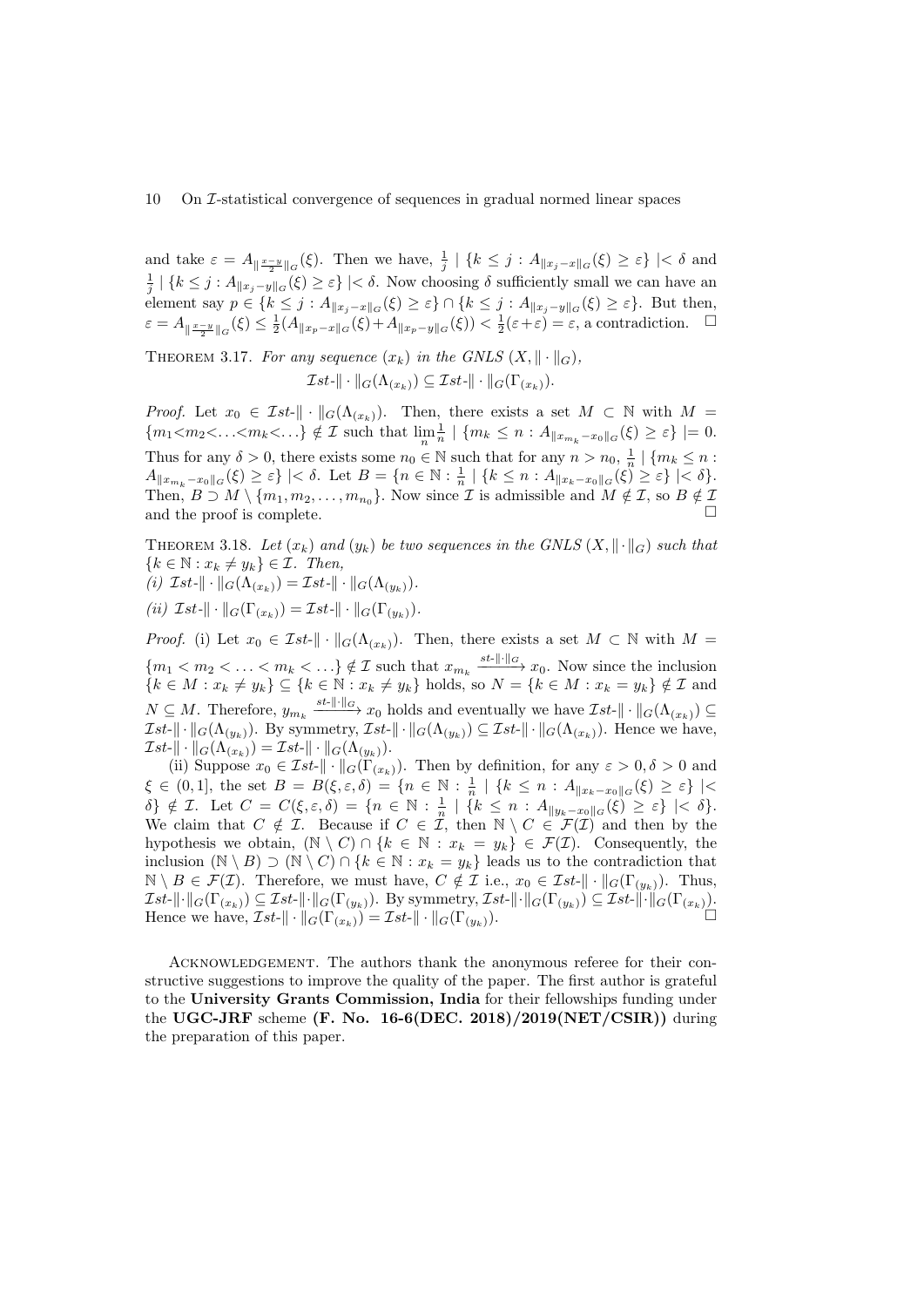and take $\varepsilon = A_{\|\frac{x-y}{2}\|_G}(\xi)$. Then we have, $\frac{1}{j} \mid \{k \leq j : A_{\|x_j - x\|_G}(\xi) \geq \varepsilon\} \mid < \delta$ and $\frac{1}{j} \mid \{k \leq j : A_{\|x_j - y\|_G}(\xi) \geq \varepsilon\} \mid < \delta$. Now choosing $\delta$ sufficiently small we can have an element say $p \in \{k \leq j : A_{\|x_j - x\|_G}(\xi) \geq \varepsilon\} \cap \{k \leq j : A_{\|x_j - y\|_G}(\xi) \geq \varepsilon\}$. But then, $\varepsilon = A_{\|\frac{x-y}{2}\|_G}(\xi) \leq \frac{1}{2}(A_{\|x_p - x\|_G}(\xi) + A_{\|x_p - y\|_G}(\xi)) < \frac{1}{2}(\varepsilon + \varepsilon) = \varepsilon$, a contradiction. □

THEOREM 3.17. *For any sequence $(x_k)$ in the GNLS $(X, \|\cdot\|_G)$,*

$$\mathcal{I}st\text{-}\|\cdot\|_G(\Lambda_{(x_k)}) \subseteq \mathcal{I}st\text{-}\|\cdot\|_G(\Gamma_{(x_k)}).$$

*Proof.* Let $x_0 \in \mathcal{I}st\text{-}\|\cdot\|_G(\Lambda_{(x_k)})$. Then, there exists a set $M \subset \mathbb{N}$ with $M = \{m_1 < m_2 < \ldots < m_k < \ldots\} \notin \mathcal{I}$ such that $\lim\limits_{n} \frac{1}{n} \mid \{m_k \leq n : A_{\|x_{m_k} - x_0\|_G}(\xi) \geq \varepsilon\} \mid = 0$. Thus for any $\delta > 0$, there exists some $n_0 \in \mathbb{N}$ such that for any $n > n_0$, $\frac{1}{n} \mid \{m_k \leq n : A_{\|x_{m_k} - x_0\|_G}(\xi) \geq \varepsilon\} \mid < \delta$. Let $B = \{n \in \mathbb{N} : \frac{1}{n} \mid \{k \leq n : A_{\|x_k - x_0\|_G}(\xi) \geq \varepsilon\} \mid < \delta\}$. Then, $B \supset M \setminus \{m_1, m_2, \ldots, m_{n_0}\}$. Now since $\mathcal{I}$ is admissible and $M \notin \mathcal{I}$, so $B \notin \mathcal{I}$ and the proof is complete. □

THEOREM 3.18. *Let $(x_k)$ and $(y_k)$ be two sequences in the GNLS $(X, \|\cdot\|_G)$ such that $\{k \in \mathbb{N} : x_k \neq y_k\} \in \mathcal{I}$. Then,*

*(i) $\mathcal{I}st\text{-}\|\cdot\|_G(\Lambda_{(x_k)}) = \mathcal{I}st\text{-}\|\cdot\|_G(\Lambda_{(y_k)})$.*

*(ii) $\mathcal{I}st\text{-}\|\cdot\|_G(\Gamma_{(x_k)}) = \mathcal{I}st\text{-}\|\cdot\|_G(\Gamma_{(y_k)})$.*

*Proof.* (i) Let $x_0 \in \mathcal{I}st\text{-}\|\cdot\|_G(\Lambda_{(x_k)})$. Then, there exists a set $M \subset \mathbb{N}$ with $M = \{m_1 < m_2 < \ldots < m_k < \ldots\} \notin \mathcal{I}$ such that $x_{m_k} \xrightarrow{st\text{-}\|\cdot\|_G} x_0$. Now since the inclusion $\{k \in M : x_k \neq y_k\} \subseteq \{k \in \mathbb{N} : x_k \neq y_k\}$ holds, so $N = \{k \in M : x_k = y_k\} \notin \mathcal{I}$ and $N \subseteq M$. Therefore, $y_{m_k} \xrightarrow{st\text{-}\|\cdot\|_G} x_0$ holds and eventually we have $\mathcal{I}st\text{-}\|\cdot\|_G(\Lambda_{(x_k)}) \subseteq \mathcal{I}st\text{-}\|\cdot\|_G(\Lambda_{(y_k)})$. By symmetry, $\mathcal{I}st\text{-}\|\cdot\|_G(\Lambda_{(y_k)}) \subseteq \mathcal{I}st\text{-}\|\cdot\|_G(\Lambda_{(x_k)})$. Hence we have, $\mathcal{I}st\text{-}\|\cdot\|_G(\Lambda_{(x_k)}) = \mathcal{I}st\text{-}\|\cdot\|_G(\Lambda_{(y_k)})$.

(ii) Suppose $x_0 \in \mathcal{I}st\text{-}\|\cdot\|_G(\Gamma_{(x_k)})$. Then by definition, for any $\varepsilon > 0, \delta > 0$ and $\xi \in (0, 1]$, the set $B = B(\xi, \varepsilon, \delta) = \{n \in \mathbb{N} : \frac{1}{n} \mid \{k \leq n : A_{\|x_k - x_0\|_G}(\xi) \geq \varepsilon\} \mid < \delta\} \notin \mathcal{I}$. Let $C = C(\xi, \varepsilon, \delta) = \{n \in \mathbb{N} : \frac{1}{n} \mid \{k \leq n : A_{\|y_k - x_0\|_G}(\xi) \geq \varepsilon\} \mid < \delta\}$. We claim that $C \notin \mathcal{I}$. Because if $C \in \mathcal{I}$, then $\mathbb{N} \setminus C \in \mathcal{F}(\mathcal{I})$ and then by the hypothesis we obtain, $(\mathbb{N} \setminus C) \cap \{k \in \mathbb{N} : x_k = y_k\} \in \mathcal{F}(\mathcal{I})$. Consequently, the inclusion $(\mathbb{N} \setminus B) \supset (\mathbb{N} \setminus C) \cap \{k \in \mathbb{N} : x_k = y_k\}$ leads us to the contradiction that $\mathbb{N} \setminus B \in \mathcal{F}(\mathcal{I})$. Therefore, we must have, $C \notin \mathcal{I}$ i.e., $x_0 \in \mathcal{I}st\text{-}\|\cdot\|_G(\Gamma_{(y_k)})$. Thus, $\mathcal{I}st\text{-}\|\cdot\|_G(\Gamma_{(x_k)}) \subseteq \mathcal{I}st\text{-}\|\cdot\|_G(\Gamma_{(y_k)})$. By symmetry, $\mathcal{I}st\text{-}\|\cdot\|_G(\Gamma_{(y_k)}) \subseteq \mathcal{I}st\text{-}\|\cdot\|_G(\Gamma_{(x_k)})$. Hence we have, $\mathcal{I}st\text{-}\|\cdot\|_G(\Gamma_{(x_k)}) = \mathcal{I}st\text{-}\|\cdot\|_G(\Gamma_{(y_k)})$. □

ACKNOWLEDGEMENT. The authors thank the anonymous referee for their constructive suggestions to improve the quality of the paper. The first author is grateful to the **University Grants Commission, India** for their fellowships funding under the **UGC-JRF** scheme **(F. No. 16-6(DEC. 2018)/2019(NET/CSIR))** during the preparation of this paper.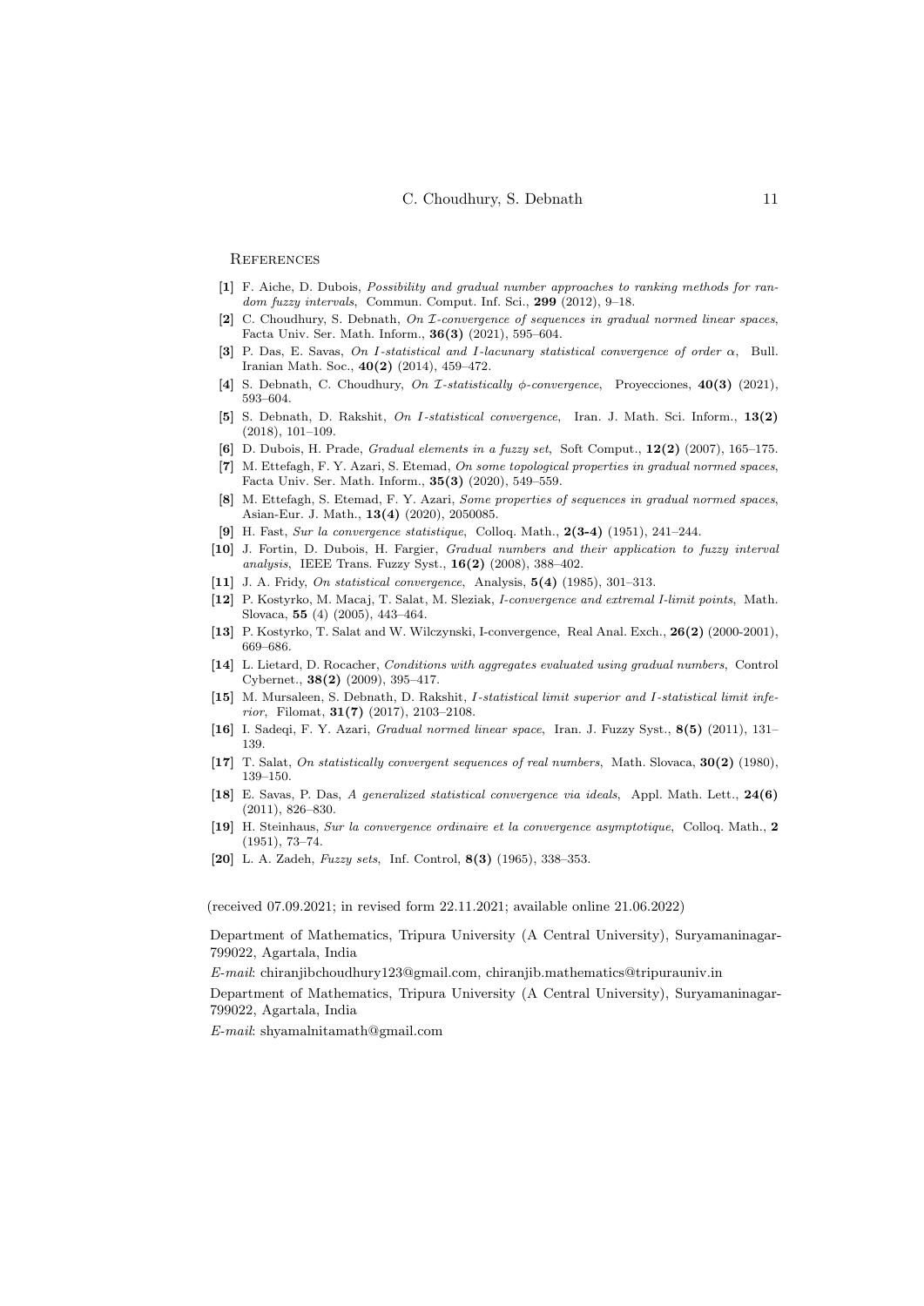## References

**[1]** F. Aiche, D. Dubois, *Possibility and gradual number approaches to ranking methods for random fuzzy intervals*, Commun. Comput. Inf. Sci., **299** (2012), 9–18.

**[2]** C. Choudhury, S. Debnath, *On $\mathcal{I}$-convergence of sequences in gradual normed linear spaces*, Facta Univ. Ser. Math. Inform., **36(3)** (2021), 595–604.

**[3]** P. Das, E. Savas, *On $I$-statistical and $I$-lacunary statistical convergence of order $\alpha$*, Bull. Iranian Math. Soc., **40(2)** (2014), 459–472.

**[4]** S. Debnath, C. Choudhury, *On $\mathcal{I}$-statistically $\phi$-convergence*, Proyecciones, **40(3)** (2021), 593–604.

**[5]** S. Debnath, D. Rakshit, *On $I$-statistical convergence*, Iran. J. Math. Sci. Inform., **13(2)** (2018), 101–109.

**[6]** D. Dubois, H. Prade, *Gradual elements in a fuzzy set*, Soft Comput., **12(2)** (2007), 165–175.

**[7]** M. Ettefagh, F. Y. Azari, S. Etemad, *On some topological properties in gradual normed spaces*, Facta Univ. Ser. Math. Inform., **35(3)** (2020), 549–559.

**[8]** M. Ettefagh, S. Etemad, F. Y. Azari, *Some properties of sequences in gradual normed spaces*, Asian-Eur. J. Math., **13(4)** (2020), 2050085.

**[9]** H. Fast, *Sur la convergence statistique*, Colloq. Math., **2(3-4)** (1951), 241–244.

**[10]** J. Fortin, D. Dubois, H. Fargier, *Gradual numbers and their application to fuzzy interval analysis*, IEEE Trans. Fuzzy Syst., **16(2)** (2008), 388–402.

**[11]** J. A. Fridy, *On statistical convergence*, Analysis, **5(4)** (1985), 301–313.

**[12]** P. Kostyrko, M. Macaj, T. Salat, M. Sleziak, *I-convergence and extremal I-limit points*, Math. Slovaca, **55** (4) (2005), 443–464.

**[13]** P. Kostyrko, T. Salat and W. Wilczynski, I-convergence, Real Anal. Exch., **26(2)** (2000-2001), 669–686.

**[14]** L. Lietard, D. Rocacher, *Conditions with aggregates evaluated using gradual numbers*, Control Cybernet., **38(2)** (2009), 395–417.

**[15]** M. Mursaleen, S. Debnath, D. Rakshit, *$I$-statistical limit superior and $I$-statistical limit inferior*, Filomat, **31(7)** (2017), 2103–2108.

**[16]** I. Sadeqi, F. Y. Azari, *Gradual normed linear space*, Iran. J. Fuzzy Syst., **8(5)** (2011), 131–139.

**[17]** T. Salat, *On statistically convergent sequences of real numbers*, Math. Slovaca, **30(2)** (1980), 139–150.

**[18]** E. Savas, P. Das, *A generalized statistical convergence via ideals*, Appl. Math. Lett., **24(6)** (2011), 826–830.

**[19]** H. Steinhaus, *Sur la convergence ordinaire et la convergence asymptotique*, Colloq. Math., **2** (1951), 73–74.

**[20]** L. A. Zadeh, *Fuzzy sets*, Inf. Control, **8(3)** (1965), 338–353.

(received 07.09.2021; in revised form 22.11.2021; available online 21.06.2022)

Department of Mathematics, Tripura University (A Central University), Suryamaninagar-799022, Agartala, India

*E-mail*: chiranjibchoudhury123@gmail.com, chiranjib.mathematics@tripurauniv.in

Department of Mathematics, Tripura University (A Central University), Suryamaninagar-799022, Agartala, India

*E-mail*: shyamalnitamath@gmail.com